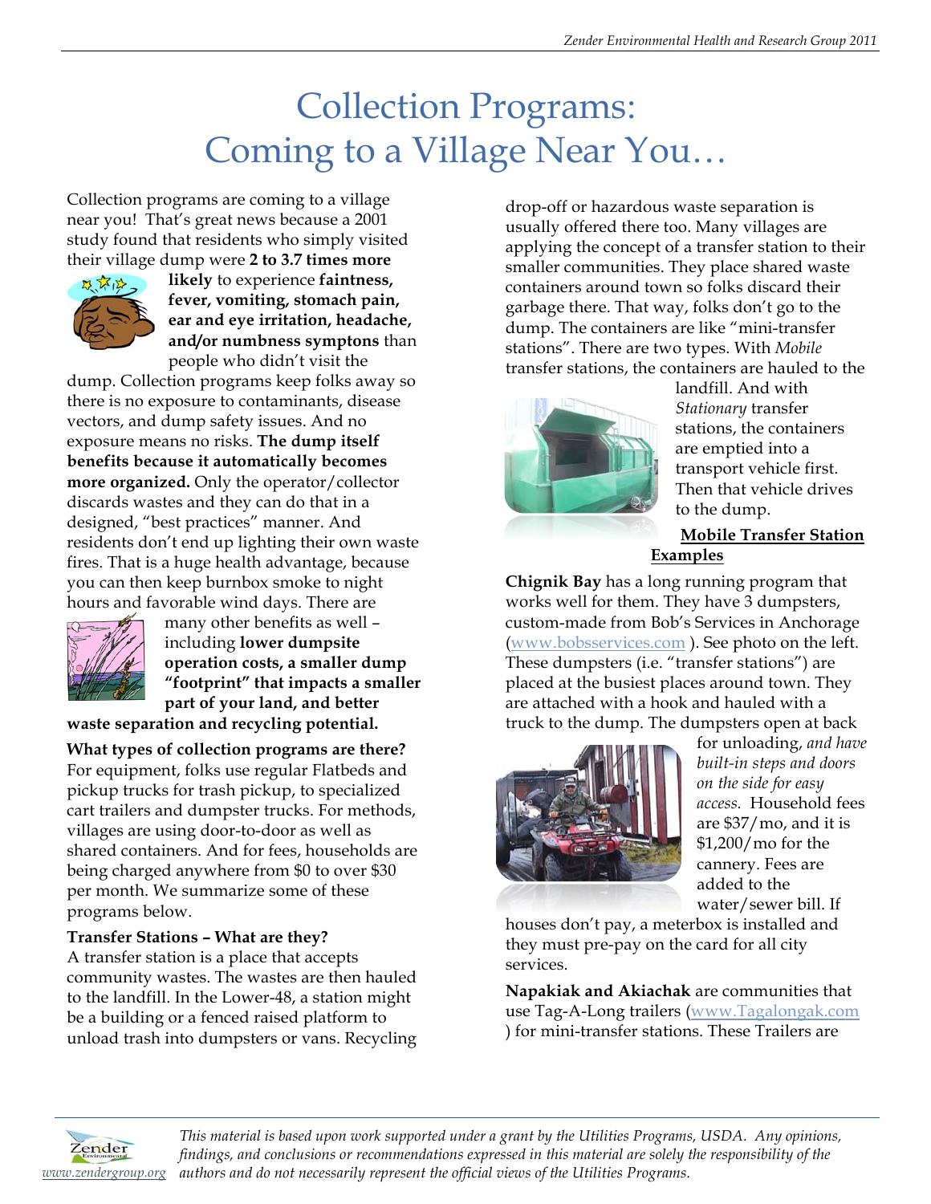# Collection Programs: Coming to a Village Near You…

Collection programs are coming to a village near you! That's great news because a 2001 study found that residents who simply visited their village dump were **2 to 3.7 times more likely** to experience **faintness, fever, vomiting, stomach pain, ear and eye irritation, headache, and/or numbness symptons** than people who didn't visit the dump. Collection programs keep folks away so there is no exposure to contaminants, disease vectors, and dump safety issues. And no exposure means no risks. **The dump itself benefits because it automatically becomes more organized.** Only the operator/collector discards wastes and they can do that in a designed, "best practices" manner. And residents don't end up lighting their own waste fires. That is a huge health advantage, because you can then keep burnbox smoke to night hours and favorable wind days. There are many other benefits as well – including **lower dumpsite operation costs, a smaller dump "footprint" that impacts a smaller part of your land, and better waste separation and recycling potential.**

**What types of collection programs are there?** For equipment, folks use regular Flatbeds and pickup trucks for trash pickup, to specialized cart trailers and dumpster trucks. For methods, villages are using door-to-door as well as shared containers. And for fees, households are being charged anywhere from $0 to over $30 per month. We summarize some of these programs below.

**Transfer Stations – What are they?**
A transfer station is a place that accepts community wastes. The wastes are then hauled to the landfill. In the Lower-48, a station might be a building or a fenced raised platform to unload trash into dumpsters or vans. Recycling drop-off or hazardous waste separation is usually offered there too. Many villages are applying the concept of a transfer station to their smaller communities. They place shared waste containers around town so folks discard their garbage there. That way, folks don't go to the dump. The containers are like "mini-transfer stations". There are two types. With *Mobile* transfer stations, the containers are hauled to the landfill. And with *Stationary* transfer stations, the containers are emptied into a transport vehicle first. Then that vehicle drives to the dump.

**Mobile Transfer Station Examples**

**Chignik Bay** has a long running program that works well for them. They have 3 dumpsters, custom-made from Bob's Services in Anchorage (www.bobsservices.com ). See photo on the left. These dumpsters (i.e. "transfer stations") are placed at the busiest places around town. They are attached with a hook and hauled with a truck to the dump. The dumpsters open at back for unloading, *and have built-in steps and doors on the side for easy access.* Household fees are $37/mo, and it is $1,200/mo for the cannery. Fees are added to the water/sewer bill. If houses don't pay, a meterbox is installed and they must pre-pay on the card for all city services.

**Napakiak and Akiachak** are communities that use Tag-A-Long trailers (www.Tagalongak.com ) for mini-transfer stations. These Trailers are

*This material is based upon work supported under a grant by the Utilities Programs, USDA. Any opinions, findings, and conclusions or recommendations expressed in this material are solely the responsibility of the authors and do not necessarily represent the official views of the Utilities Programs.*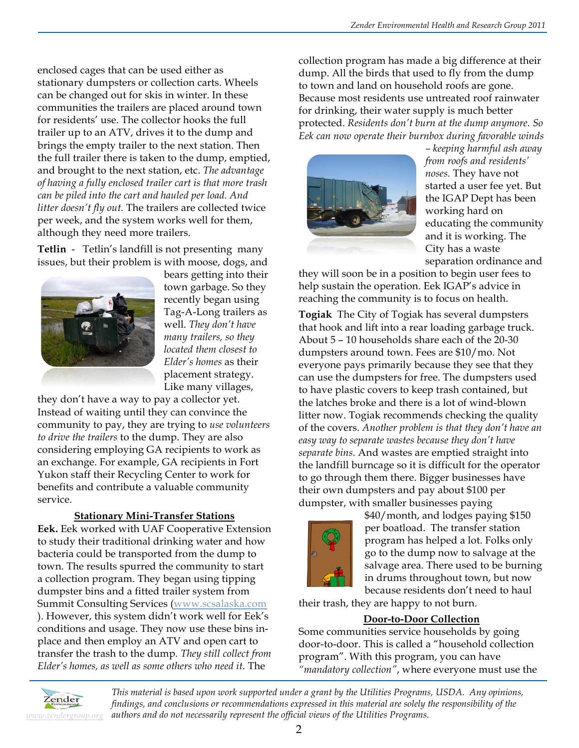enclosed cages that can be used either as stationary dumpsters or collection carts. Wheels can be changed out for skis in winter. In these communities the trailers are placed around town for residents' use. The collector hooks the full trailer up to an ATV, drives it to the dump and brings the empty trailer to the next station. Then the full trailer there is taken to the dump, emptied, and brought to the next station, etc. *The advantage of having a fully enclosed trailer cart is that more trash can be piled into the cart and hauled per load. And litter doesn't fly out.* The trailers are collected twice per week, and the system works well for them, although they need more trailers.

**Tetlin** - Tetlin's landfill is not presenting many issues, but their problem is with moose, dogs, and bears getting into their town garbage. So they recently began using Tag-A-Long trailers as well. *They don't have many trailers, so they located them closest to Elder's homes* as their placement strategy. Like many villages, they don't have a way to pay a collector yet. Instead of waiting until they can convince the community to pay, they are trying to *use volunteers to drive the trailers* to the dump. They are also considering employing GA recipients to work as an exchange. For example, GA recipients in Fort Yukon staff their Recycling Center to work for benefits and contribute a valuable community service.

## Stationary Mini-Transfer Stations

**Eek.** Eek worked with UAF Cooperative Extension to study their traditional drinking water and how bacteria could be transported from the dump to town. The results spurred the community to start a collection program. They began using tipping dumpster bins and a fitted trailer system from Summit Consulting Services (www.scsalaska.com ). However, this system didn't work well for Eek's conditions and usage. They now use these bins in-place and then employ an ATV and open cart to transfer the trash to the dump. *They still collect from Elder's homes, as well as some others who need it.* The collection program has made a big difference at their dump. All the birds that used to fly from the dump to town and land on household roofs are gone. Because most residents use untreated roof rainwater for drinking, their water supply is much better protected. *Residents don't burn at the dump anymore. So Eek can now operate their burnbox during favorable winds – keeping harmful ash away from roofs and residents' noses.* They have not started a user fee yet. But the IGAP Dept has been working hard on educating the community and it is working. The City has a waste separation ordinance and they will soon be in a position to begin user fees to help sustain the operation. Eek IGAP's advice in reaching the community is to focus on health.

**Togiak** The City of Togiak has several dumpsters that hook and lift into a rear loading garbage truck. About 5 – 10 households share each of the 20-30 dumpsters around town. Fees are $10/mo. Not everyone pays primarily because they see that they can use the dumpsters for free. The dumpsters used to have plastic covers to keep trash contained, but the latches broke and there is a lot of wind-blown litter now. Togiak recommends checking the quality of the covers. *Another problem is that they don't have an easy way to separate wastes because they don't have separate bins.* And wastes are emptied straight into the landfill burncage so it is difficult for the operator to go through them there. Bigger businesses have their own dumpsters and pay about $100 per dumpster, with smaller businesses paying $40/month, and lodges paying $150 per boatload. The transfer station program has helped a lot. Folks only go to the dump now to salvage at the salvage area. There used to be burning in drums throughout town, but now because residents don't need to haul their trash, they are happy to not burn.

## Door-to-Door Collection

Some communities service households by going door-to-door. This is called a "household collection program". With this program, you can have *"mandatory collection"*, where everyone must use the

*This material is based upon work supported under a grant by the Utilities Programs, USDA. Any opinions, findings, and conclusions or recommendations expressed in this material are solely the responsibility of the authors and do not necessarily represent the official views of the Utilities Programs.*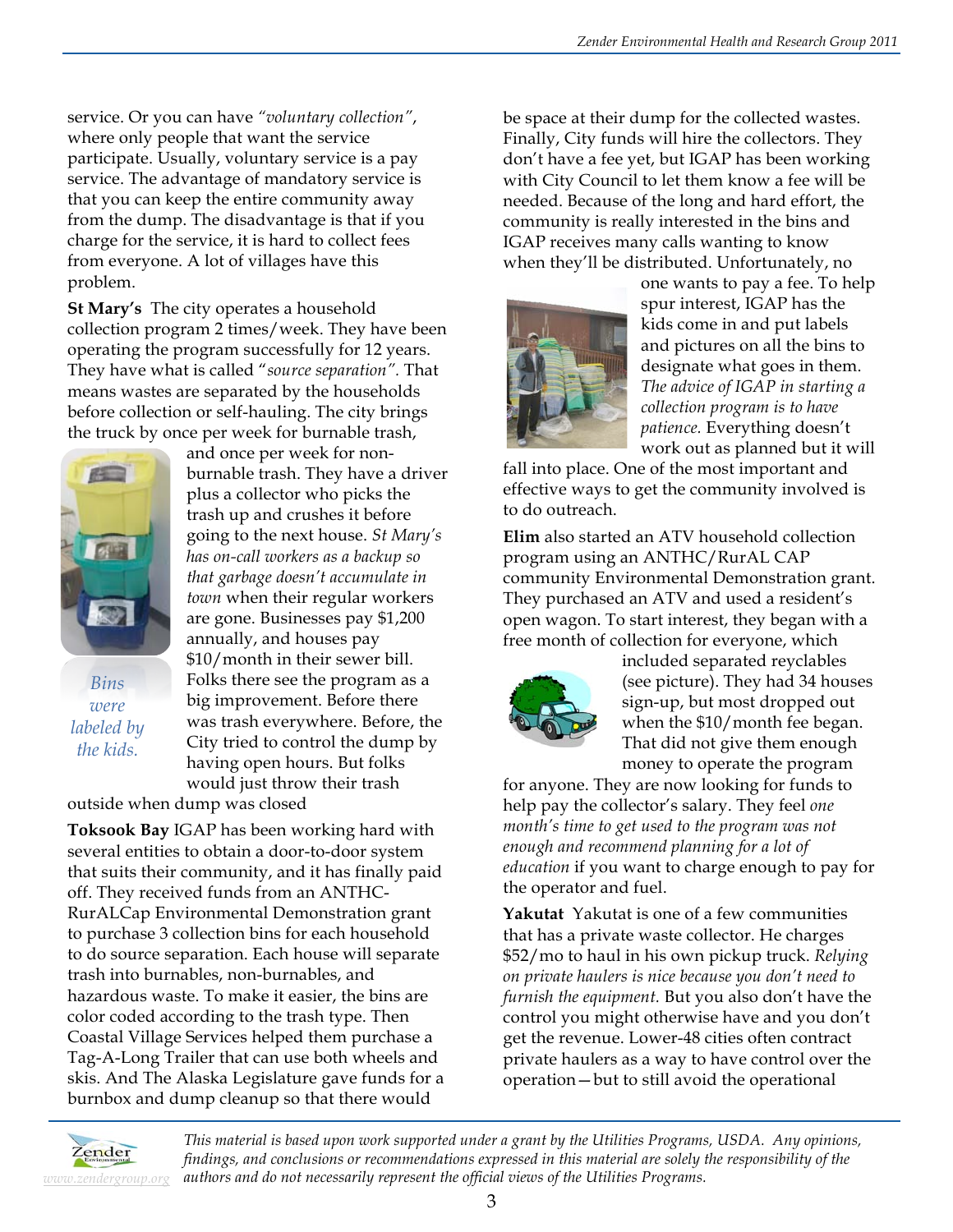service. Or you can have *"voluntary collection"*, where only people that want the service participate. Usually, voluntary service is a pay service. The advantage of mandatory service is that you can keep the entire community away from the dump. The disadvantage is that if you charge for the service, it is hard to collect fees from everyone. A lot of villages have this problem.

**St Mary's** The city operates a household collection program 2 times/week. They have been operating the program successfully for 12 years. They have what is called *"source separation".* That means wastes are separated by the households before collection or self-hauling. The city brings the truck by once per week for burnable trash, and once per week for non-burnable trash. They have a driver plus a collector who picks the trash up and crushes it before going to the next house. *St Mary's has on-call workers as a backup so that garbage doesn't accumulate in town* when their regular workers are gone. Businesses pay $1,200 annually, and houses pay $10/month in their sewer bill. Folks there see the program as a big improvement. Before there was trash everywhere. Before, the City tried to control the dump by having open hours. But folks would just throw their trash outside when dump was closed

*Bins were labeled by the kids.*

**Toksook Bay** IGAP has been working hard with several entities to obtain a door-to-door system that suits their community, and it has finally paid off. They received funds from an ANTHC-RurALCap Environmental Demonstration grant to purchase 3 collection bins for each household to do source separation. Each house will separate trash into burnables, non-burnables, and hazardous waste. To make it easier, the bins are color coded according to the trash type. Then Coastal Village Services helped them purchase a Tag-A-Long Trailer that can use both wheels and skis. And The Alaska Legislature gave funds for a burnbox and dump cleanup so that there would be space at their dump for the collected wastes. Finally, City funds will hire the collectors. They don't have a fee yet, but IGAP has been working with City Council to let them know a fee will be needed. Because of the long and hard effort, the community is really interested in the bins and IGAP receives many calls wanting to know when they'll be distributed. Unfortunately, no one wants to pay a fee. To help spur interest, IGAP has the kids come in and put labels and pictures on all the bins to designate what goes in them. *The advice of IGAP in starting a collection program is to have patience.* Everything doesn't work out as planned but it will fall into place. One of the most important and effective ways to get the community involved is to do outreach.

**Elim** also started an ATV household collection program using an ANTHC/RurAL CAP community Environmental Demonstration grant. They purchased an ATV and used a resident's open wagon. To start interest, they began with a free month of collection for everyone, which included separated reyclables (see picture). They had 34 houses sign-up, but most dropped out when the $10/month fee began. That did not give them enough money to operate the program for anyone. They are now looking for funds to help pay the collector's salary. They feel *one month's time to get used to the program was not enough and recommend planning for a lot of education* if you want to charge enough to pay for the operator and fuel.

**Yakutat** Yakutat is one of a few communities that has a private waste collector. He charges $52/mo to haul in his own pickup truck. *Relying on private haulers is nice because you don't need to furnish the equipment.* But you also don't have the control you might otherwise have and you don't get the revenue. Lower-48 cities often contract private haulers as a way to have control over the operation—but to still avoid the operational

*This material is based upon work supported under a grant by the Utilities Programs, USDA. Any opinions, findings, and conclusions or recommendations expressed in this material are solely the responsibility of the authors and do not necessarily represent the official views of the Utilities Programs.*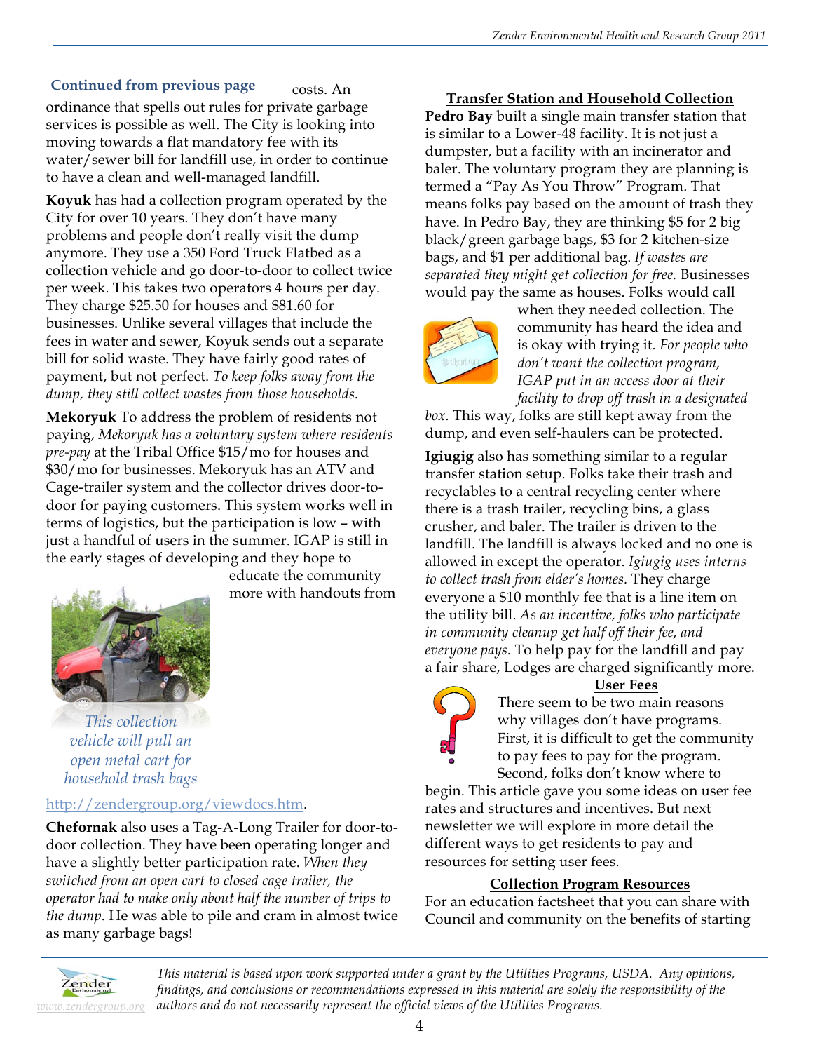**Continued from previous page** costs. An ordinance that spells out rules for private garbage services is possible as well. The City is looking into moving towards a flat mandatory fee with its water/sewer bill for landfill use, in order to continue to have a clean and well-managed landfill.

**Koyuk** has had a collection program operated by the City for over 10 years. They don't have many problems and people don't really visit the dump anymore. They use a 350 Ford Truck Flatbed as a collection vehicle and go door-to-door to collect twice per week. This takes two operators 4 hours per day. They charge $25.50 for houses and $81.60 for businesses. Unlike several villages that include the fees in water and sewer, Koyuk sends out a separate bill for solid waste. They have fairly good rates of payment, but not perfect. *To keep folks away from the dump, they still collect wastes from those households.*

**Mekoryuk** To address the problem of residents not paying, *Mekoryuk has a voluntary system where residents pre-pay* at the Tribal Office $15/mo for houses and $30/mo for businesses. Mekoryuk has an ATV and Cage-trailer system and the collector drives door-to-door for paying customers. This system works well in terms of logistics, but the participation is low – with just a handful of users in the summer. IGAP is still in the early stages of developing and they hope to educate the community more with handouts from http://zendergroup.org/viewdocs.htm.

*This collection vehicle will pull an open metal cart for household trash bags*

**Chefornak** also uses a Tag-A-Long Trailer for door-to-door collection. They have been operating longer and have a slightly better participation rate. *When they switched from an open cart to closed cage trailer, the operator had to make only about half the number of trips to the dump*. He was able to pile and cram in almost twice as many garbage bags!

## Transfer Station and Household Collection

**Pedro Bay** built a single main transfer station that is similar to a Lower-48 facility. It is not just a dumpster, but a facility with an incinerator and baler. The voluntary program they are planning is termed a "Pay As You Throw" Program. That means folks pay based on the amount of trash they have. In Pedro Bay, they are thinking $5 for 2 big black/green garbage bags, $3 for 2 kitchen-size bags, and $1 per additional bag. *If wastes are separated they might get collection for free.* Businesses would pay the same as houses. Folks would call when they needed collection. The community has heard the idea and is okay with trying it. *For people who don't want the collection program, IGAP put in an access door at their facility to drop off trash in a designated box.* This way, folks are still kept away from the dump, and even self-haulers can be protected.

**Igiugig** also has something similar to a regular transfer station setup. Folks take their trash and recyclables to a central recycling center where there is a trash trailer, recycling bins, a glass crusher, and baler. The trailer is driven to the landfill. The landfill is always locked and no one is allowed in except the operator. *Igiugig uses interns to collect trash from elder's homes.* They charge everyone a $10 monthly fee that is a line item on the utility bill. *As an incentive, folks who participate in community cleanup get half off their fee, and everyone pays.* To help pay for the landfill and pay a fair share, Lodges are charged significantly more.

## User Fees

There seem to be two main reasons why villages don't have programs. First, it is difficult to get the community to pay fees to pay for the program. Second, folks don't know where to begin. This article gave you some ideas on user fee rates and structures and incentives. But next newsletter we will explore in more detail the different ways to get residents to pay and resources for setting user fees.

## Collection Program Resources

For an education factsheet that you can share with Council and community on the benefits of starting

*This material is based upon work supported under a grant by the Utilities Programs, USDA. Any opinions, findings, and conclusions or recommendations expressed in this material are solely the responsibility of the authors and do not necessarily represent the official views of the Utilities Programs.*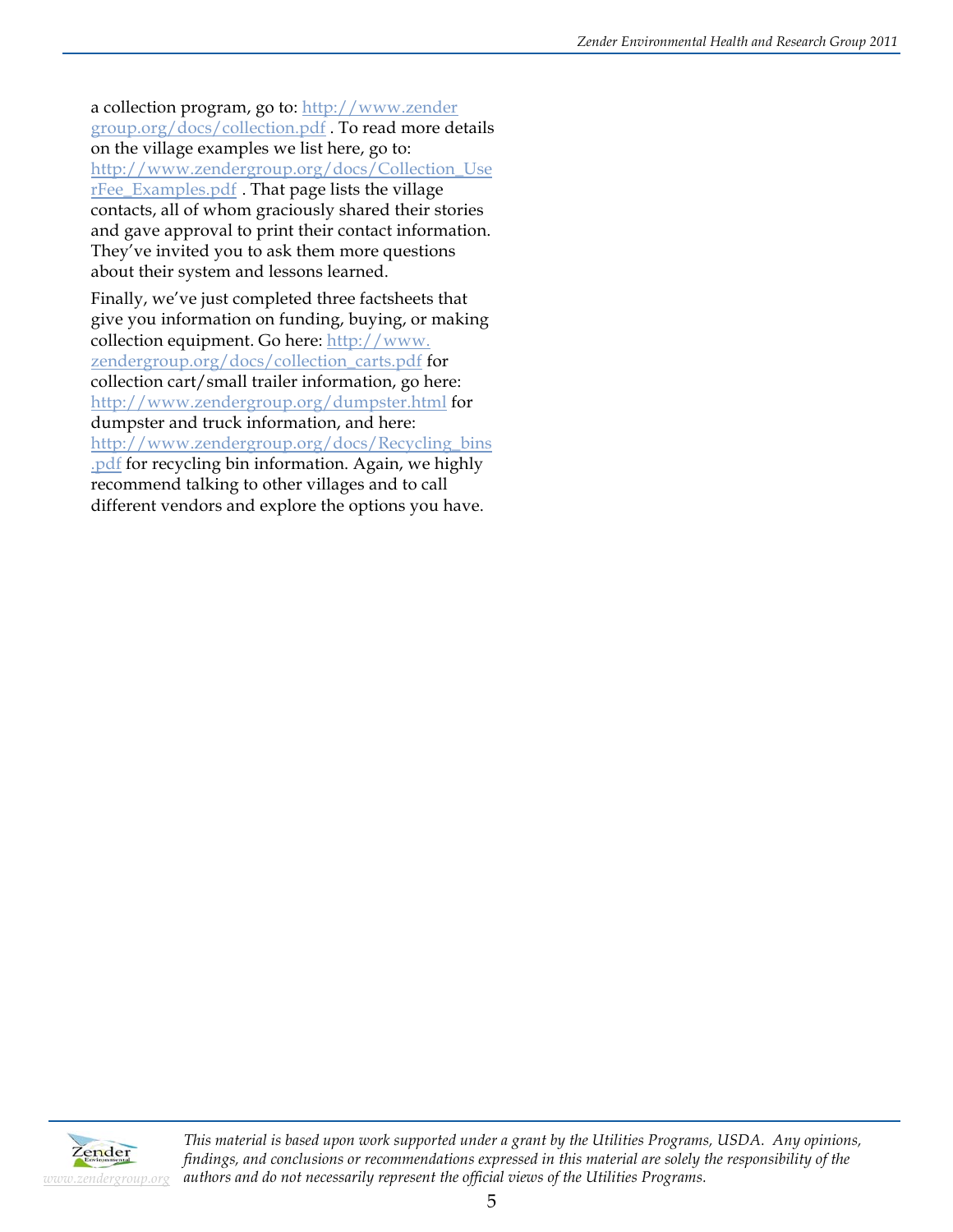a collection program, go to: http://www.zendergroup.org/docs/collection.pdf . To read more details on the village examples we list here, go to: http://www.zendergroup.org/docs/Collection_UserFee_Examples.pdf . That page lists the village contacts, all of whom graciously shared their stories and gave approval to print their contact information. They've invited you to ask them more questions about their system and lessons learned.

Finally, we've just completed three factsheets that give you information on funding, buying, or making collection equipment. Go here: http://www.zendergroup.org/docs/collection_carts.pdf for collection cart/small trailer information, go here: http://www.zendergroup.org/dumpster.html for dumpster and truck information, and here: http://www.zendergroup.org/docs/Recycling_bins.pdf for recycling bin information. Again, we highly recommend talking to other villages and to call different vendors and explore the options you have.

*This material is based upon work supported under a grant by the Utilities Programs, USDA. Any opinions, findings, and conclusions or recommendations expressed in this material are solely the responsibility of the authors and do not necessarily represent the official views of the Utilities Programs.*